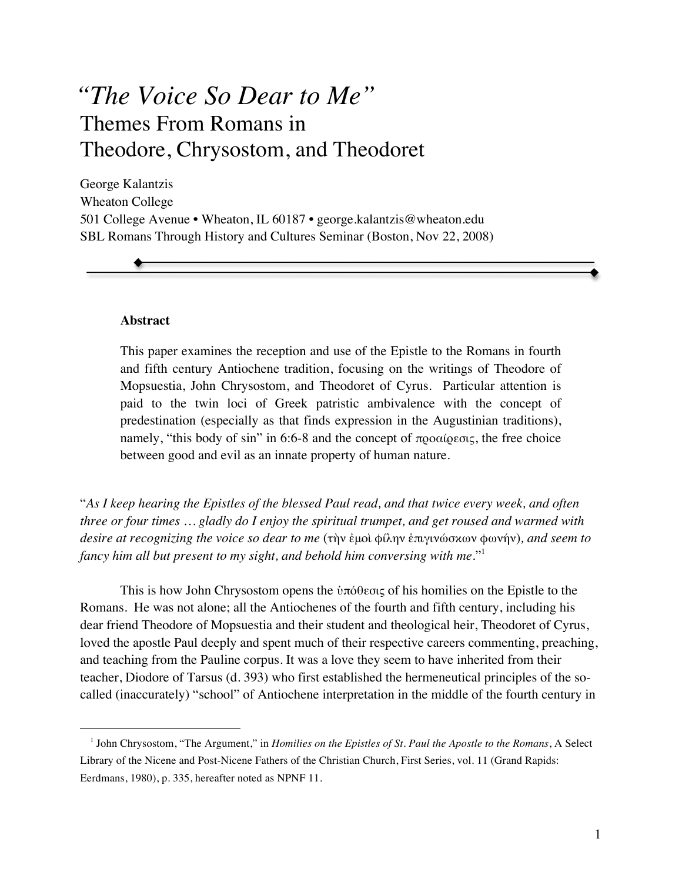# *"The Voice So Dear to Me"*
## Themes From Romans in Theodore, Chrysostom, and Theodoret

George Kalantzis
Wheaton College
501 College Avenue • Wheaton, IL 60187 • george.kalantzis@wheaton.edu
SBL Romans Through History and Cultures Seminar (Boston, Nov 22, 2008)

---

**Abstract**

This paper examines the reception and use of the Epistle to the Romans in fourth and fifth century Antiochene tradition, focusing on the writings of Theodore of Mopsuestia, John Chrysostom, and Theodoret of Cyrus. Particular attention is paid to the twin loci of Greek patristic ambivalence with the concept of predestination (especially as that finds expression in the Augustinian traditions), namely, "this body of sin" in 6:6-8 and the concept of προαίρεσις, the free choice between good and evil as an innate property of human nature.

"*As I keep hearing the Epistles of the blessed Paul read, and that twice every week, and often three or four times … gladly do I enjoy the spiritual trumpet, and get roused and warmed with desire at recognizing the voice so dear to me* (τὴν ἐμοὶ φίλην ἐπιγινώσκων φωνήν)*, and seem to fancy him all but present to my sight, and behold him conversing with me*."[1]

This is how John Chrysostom opens the ὑπόθεσις of his homilies on the Epistle to the Romans. He was not alone; all the Antiochenes of the fourth and fifth century, including his dear friend Theodore of Mopsuestia and their student and theological heir, Theodoret of Cyrus, loved the apostle Paul deeply and spent much of their respective careers commenting, preaching, and teaching from the Pauline corpus. It was a love they seem to have inherited from their teacher, Diodore of Tarsus (d. 393) who first established the hermeneutical principles of the so-called (inaccurately) "school" of Antiochene interpretation in the middle of the fourth century in

---

[1] John Chrysostom, "The Argument," in *Homilies on the Epistles of St. Paul the Apostle to the Romans*, A Select Library of the Nicene and Post-Nicene Fathers of the Christian Church, First Series, vol. 11 (Grand Rapids: Eerdmans, 1980), p. 335, hereafter noted as NPNF 11.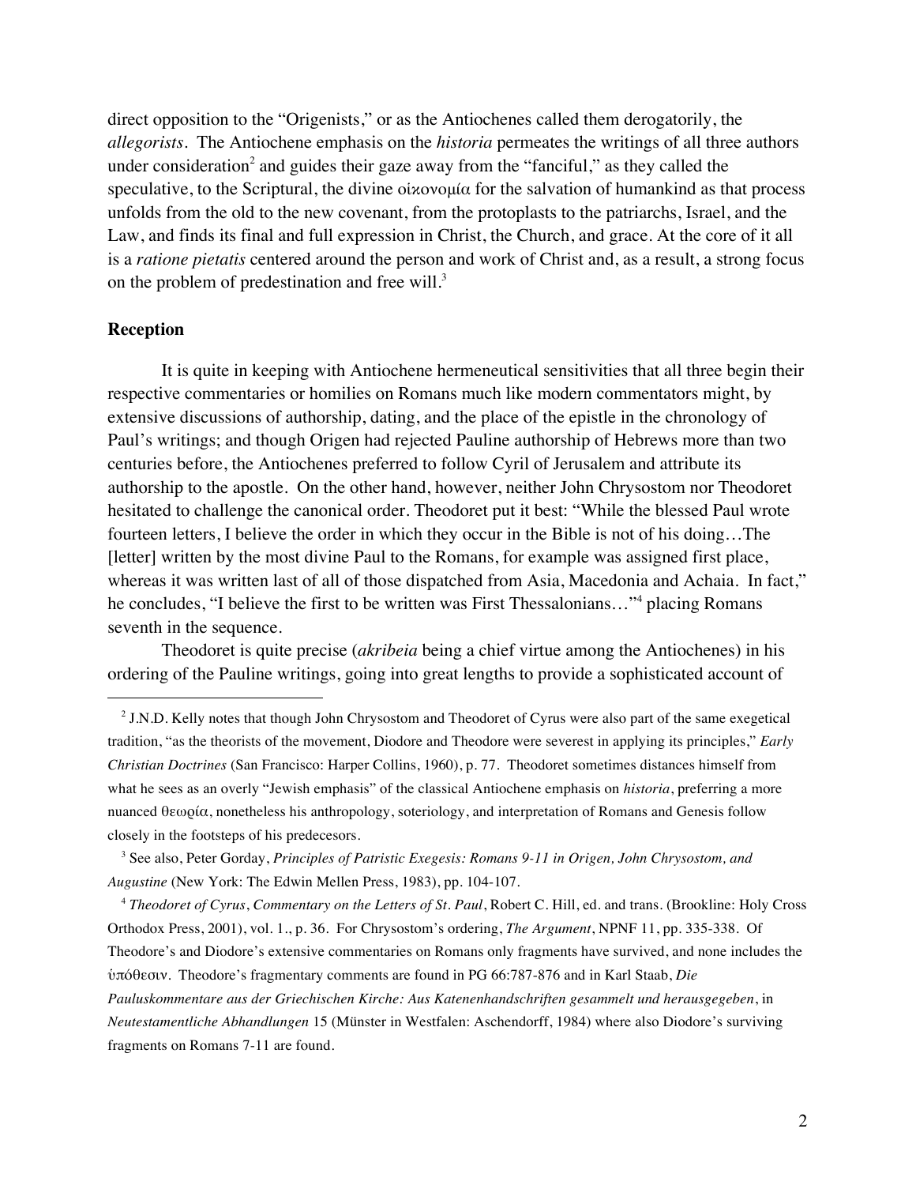direct opposition to the "Origenists," or as the Antiochenes called them derogatorily, the *allegorists*. The Antiochene emphasis on the *historia* permeates the writings of all three authors under consideration[2] and guides their gaze away from the "fanciful," as they called the speculative, to the Scriptural, the divine οἰκονομία for the salvation of humankind as that process unfolds from the old to the new covenant, from the protoplasts to the patriarchs, Israel, and the Law, and finds its final and full expression in Christ, the Church, and grace. At the core of it all is a *ratione pietatis* centered around the person and work of Christ and, as a result, a strong focus on the problem of predestination and free will.[3]

**Reception**

It is quite in keeping with Antiochene hermeneutical sensitivities that all three begin their respective commentaries or homilies on Romans much like modern commentators might, by extensive discussions of authorship, dating, and the place of the epistle in the chronology of Paul's writings; and though Origen had rejected Pauline authorship of Hebrews more than two centuries before, the Antiochenes preferred to follow Cyril of Jerusalem and attribute its authorship to the apostle. On the other hand, however, neither John Chrysostom nor Theodoret hesitated to challenge the canonical order. Theodoret put it best: "While the blessed Paul wrote fourteen letters, I believe the order in which they occur in the Bible is not of his doing…The [letter] written by the most divine Paul to the Romans, for example was assigned first place, whereas it was written last of all of those dispatched from Asia, Macedonia and Achaia. In fact," he concludes, "I believe the first to be written was First Thessalonians…"[4] placing Romans seventh in the sequence.

Theodoret is quite precise (*akribeia* being a chief virtue among the Antiochenes) in his ordering of the Pauline writings, going into great lengths to provide a sophisticated account of

---

[2] J.N.D. Kelly notes that though John Chrysostom and Theodoret of Cyrus were also part of the same exegetical tradition, "as the theorists of the movement, Diodore and Theodore were severest in applying its principles," *Early Christian Doctrines* (San Francisco: Harper Collins, 1960), p. 77. Theodoret sometimes distances himself from what he sees as an overly "Jewish emphasis" of the classical Antiochene emphasis on *historia*, preferring a more nuanced θεωρία, nonetheless his anthropology, soteriology, and interpretation of Romans and Genesis follow closely in the footsteps of his predecesors.

[3] See also, Peter Gorday, *Principles of Patristic Exegesis: Romans 9-11 in Origen, John Chrysostom, and Augustine* (New York: The Edwin Mellen Press, 1983), pp. 104-107.

[4] *Theodoret of Cyrus*, *Commentary on the Letters of St. Paul*, Robert C. Hill, ed. and trans. (Brookline: Holy Cross Orthodox Press, 2001), vol. 1., p. 36. For Chrysostom's ordering, *The Argument*, NPNF 11, pp. 335-338. Of Theodore's and Diodore's extensive commentaries on Romans only fragments have survived, and none includes the ὑπόθεσιν. Theodore's fragmentary comments are found in PG 66:787-876 and in Karl Staab, *Die Pauluskommentare aus der Griechischen Kirche: Aus Katenenhandschriften gesammelt und herausgegeben*, in *Neutestamentliche Abhandlungen* 15 (Münster in Westfalen: Aschendorff, 1984) where also Diodore's surviving fragments on Romans 7-11 are found.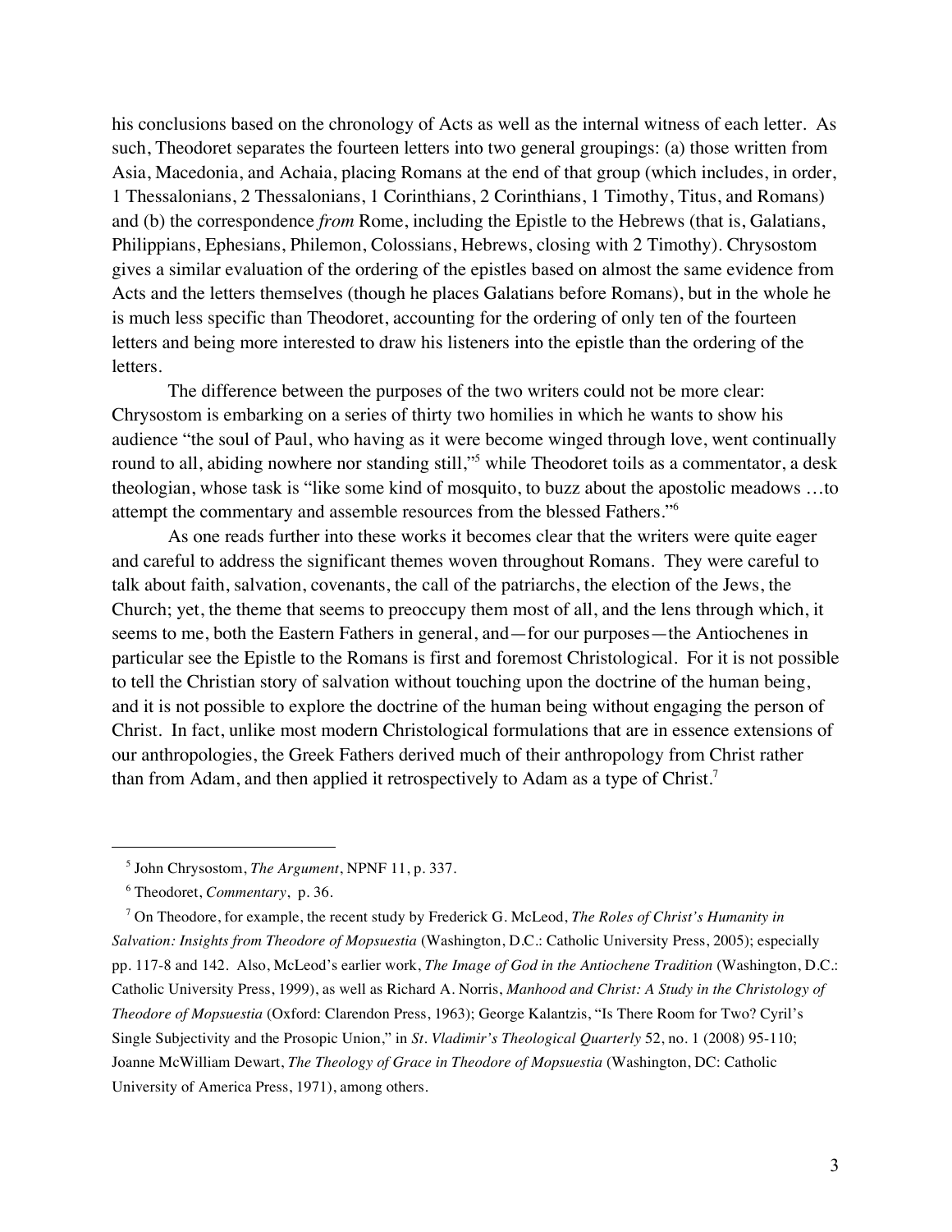his conclusions based on the chronology of Acts as well as the internal witness of each letter. As such, Theodoret separates the fourteen letters into two general groupings: (a) those written from Asia, Macedonia, and Achaia, placing Romans at the end of that group (which includes, in order, 1 Thessalonians, 2 Thessalonians, 1 Corinthians, 2 Corinthians, 1 Timothy, Titus, and Romans) and (b) the correspondence *from* Rome, including the Epistle to the Hebrews (that is, Galatians, Philippians, Ephesians, Philemon, Colossians, Hebrews, closing with 2 Timothy). Chrysostom gives a similar evaluation of the ordering of the epistles based on almost the same evidence from Acts and the letters themselves (though he places Galatians before Romans), but in the whole he is much less specific than Theodoret, accounting for the ordering of only ten of the fourteen letters and being more interested to draw his listeners into the epistle than the ordering of the letters.

The difference between the purposes of the two writers could not be more clear: Chrysostom is embarking on a series of thirty two homilies in which he wants to show his audience "the soul of Paul, who having as it were become winged through love, went continually round to all, abiding nowhere nor standing still,"[5] while Theodoret toils as a commentator, a desk theologian, whose task is "like some kind of mosquito, to buzz about the apostolic meadows …to attempt the commentary and assemble resources from the blessed Fathers."[6]

As one reads further into these works it becomes clear that the writers were quite eager and careful to address the significant themes woven throughout Romans. They were careful to talk about faith, salvation, covenants, the call of the patriarchs, the election of the Jews, the Church; yet, the theme that seems to preoccupy them most of all, and the lens through which, it seems to me, both the Eastern Fathers in general, and—for our purposes—the Antiochenes in particular see the Epistle to the Romans is first and foremost Christological. For it is not possible to tell the Christian story of salvation without touching upon the doctrine of the human being, and it is not possible to explore the doctrine of the human being without engaging the person of Christ. In fact, unlike most modern Christological formulations that are in essence extensions of our anthropologies, the Greek Fathers derived much of their anthropology from Christ rather than from Adam, and then applied it retrospectively to Adam as a type of Christ.[7]

---

[5] John Chrysostom, *The Argument*, NPNF 11, p. 337.

[6] Theodoret, *Commentary*, p. 36.

[7] On Theodore, for example, the recent study by Frederick G. McLeod, *The Roles of Christ's Humanity in Salvation: Insights from Theodore of Mopsuestia* (Washington, D.C.: Catholic University Press, 2005); especially pp. 117-8 and 142. Also, McLeod's earlier work, *The Image of God in the Antiochene Tradition* (Washington, D.C.: Catholic University Press, 1999), as well as Richard A. Norris, *Manhood and Christ: A Study in the Christology of Theodore of Mopsuestia* (Oxford: Clarendon Press, 1963); George Kalantzis, "Is There Room for Two? Cyril's Single Subjectivity and the Prosopic Union," in *St. Vladimir's Theological Quarterly* 52, no. 1 (2008) 95-110; Joanne McWilliam Dewart, *The Theology of Grace in Theodore of Mopsuestia* (Washington, DC: Catholic University of America Press, 1971), among others.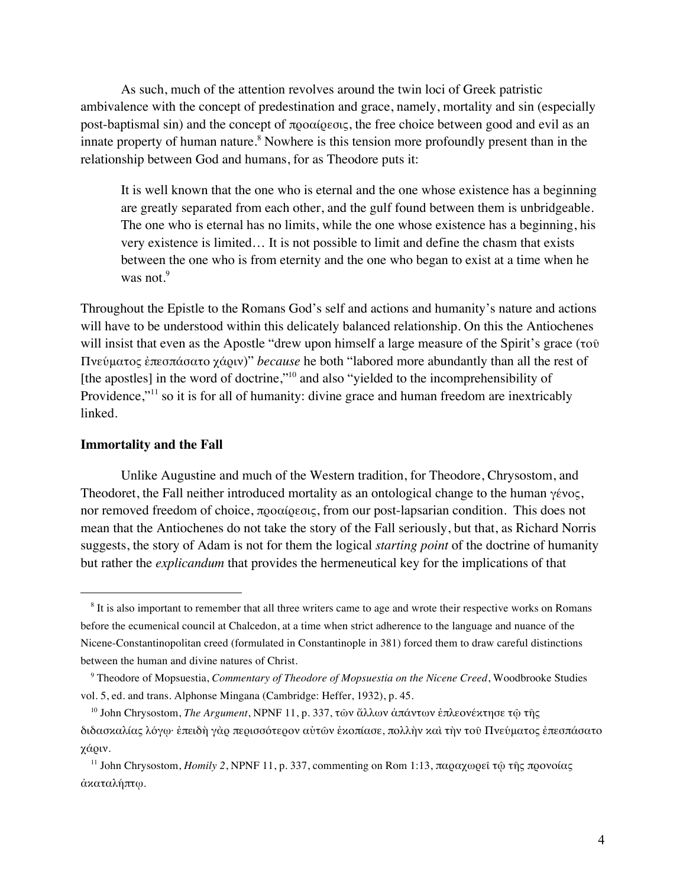As such, much of the attention revolves around the twin loci of Greek patristic ambivalence with the concept of predestination and grace, namely, mortality and sin (especially post-baptismal sin) and the concept of προαίρεσις, the free choice between good and evil as an innate property of human nature.[8] Nowhere is this tension more profoundly present than in the relationship between God and humans, for as Theodore puts it:

> It is well known that the one who is eternal and the one whose existence has a beginning are greatly separated from each other, and the gulf found between them is unbridgeable. The one who is eternal has no limits, while the one whose existence has a beginning, his very existence is limited… It is not possible to limit and define the chasm that exists between the one who is from eternity and the one who began to exist at a time when he was not.[9]

Throughout the Epistle to the Romans God's self and actions and humanity's nature and actions will have to be understood within this delicately balanced relationship. On this the Antiochenes will insist that even as the Apostle "drew upon himself a large measure of the Spirit's grace (τοῦ Πνεύματος ἐπεσπάσατο χάριν)" *because* he both "labored more abundantly than all the rest of [the apostles] in the word of doctrine,"[10] and also "yielded to the incomprehensibility of Providence,"[11] so it is for all of humanity: divine grace and human freedom are inextricably linked.

**Immortality and the Fall**

Unlike Augustine and much of the Western tradition, for Theodore, Chrysostom, and Theodoret, the Fall neither introduced mortality as an ontological change to the human γένος, nor removed freedom of choice, προαίρεσις, from our post-lapsarian condition. This does not mean that the Antiochenes do not take the story of the Fall seriously, but that, as Richard Norris suggests, the story of Adam is not for them the logical *starting point* of the doctrine of humanity but rather the *explicandum* that provides the hermeneutical key for the implications of that

---

[8] It is also important to remember that all three writers came to age and wrote their respective works on Romans before the ecumenical council at Chalcedon, at a time when strict adherence to the language and nuance of the Nicene-Constantinopolitan creed (formulated in Constantinople in 381) forced them to draw careful distinctions between the human and divine natures of Christ.

[9] Theodore of Mopsuestia, *Commentary of Theodore of Mopsuestia on the Nicene Creed*, Woodbrooke Studies vol. 5, ed. and trans. Alphonse Mingana (Cambridge: Heffer, 1932), p. 45.

[10] John Chrysostom, *The Argument*, NPNF 11, p. 337, τῶν ἄλλων ἁπάντων ἐπλεονέκτησε τῷ τῆς διδασκαλίας λόγῳ· ἐπειδὴ γὰρ περισσότερον αὐτῶν ἐκοπίασε, πολλὴν καὶ τὴν τοῦ Πνεύματος ἐπεσπάσατο χάριν.

[11] John Chrysostom, *Homily 2*, NPNF 11, p. 337, commenting on Rom 1:13, παραχωρεῖ τῷ τῆς προνοίας ἀκαταλήπτῳ.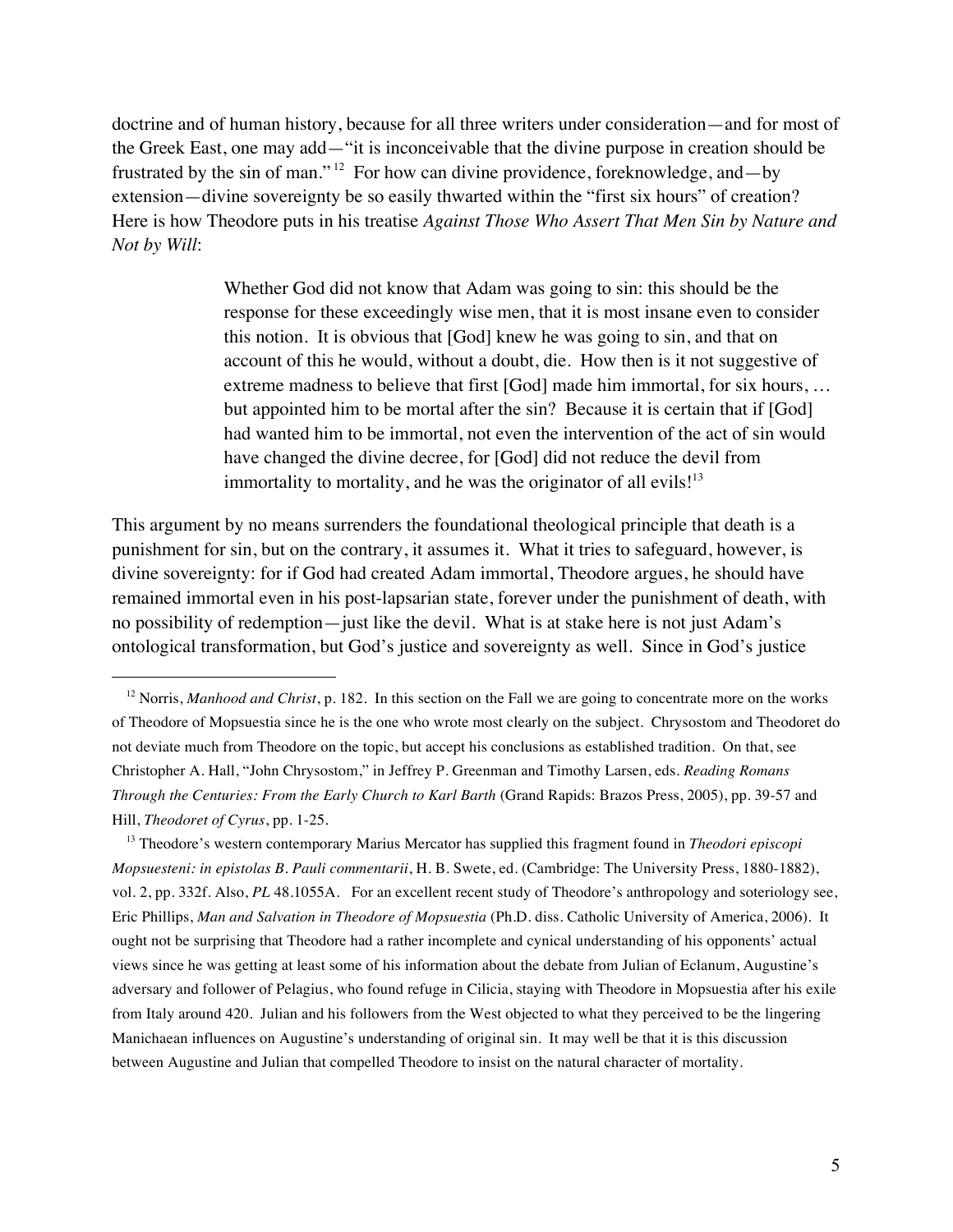doctrine and of human history, because for all three writers under consideration—and for most of the Greek East, one may add—"it is inconceivable that the divine purpose in creation should be frustrated by the sin of man."[12] For how can divine providence, foreknowledge, and—by extension—divine sovereignty be so easily thwarted within the "first six hours" of creation? Here is how Theodore puts in his treatise *Against Those Who Assert That Men Sin by Nature and Not by Will*:

> Whether God did not know that Adam was going to sin: this should be the response for these exceedingly wise men, that it is most insane even to consider this notion. It is obvious that [God] knew he was going to sin, and that on account of this he would, without a doubt, die. How then is it not suggestive of extreme madness to believe that first [God] made him immortal, for six hours, … but appointed him to be mortal after the sin? Because it is certain that if [God] had wanted him to be immortal, not even the intervention of the act of sin would have changed the divine decree, for [God] did not reduce the devil from immortality to mortality, and he was the originator of all evils![13]

This argument by no means surrenders the foundational theological principle that death is a punishment for sin, but on the contrary, it assumes it. What it tries to safeguard, however, is divine sovereignty: for if God had created Adam immortal, Theodore argues, he should have remained immortal even in his post-lapsarian state, forever under the punishment of death, with no possibility of redemption—just like the devil. What is at stake here is not just Adam's ontological transformation, but God's justice and sovereignty as well. Since in God's justice

---

[12] Norris, *Manhood and Christ*, p. 182. In this section on the Fall we are going to concentrate more on the works of Theodore of Mopsuestia since he is the one who wrote most clearly on the subject. Chrysostom and Theodoret do not deviate much from Theodore on the topic, but accept his conclusions as established tradition. On that, see Christopher A. Hall, "John Chrysostom," in Jeffrey P. Greenman and Timothy Larsen, eds. *Reading Romans Through the Centuries: From the Early Church to Karl Barth* (Grand Rapids: Brazos Press, 2005), pp. 39-57 and Hill, *Theodoret of Cyrus*, pp. 1-25.

[13] Theodore's western contemporary Marius Mercator has supplied this fragment found in *Theodori episcopi Mopsuesteni: in epistolas B. Pauli commentarii*, H. B. Swete, ed. (Cambridge: The University Press, 1880-1882), vol. 2, pp. 332f. Also, *PL* 48.1055A. For an excellent recent study of Theodore's anthropology and soteriology see, Eric Phillips, *Man and Salvation in Theodore of Mopsuestia* (Ph.D. diss. Catholic University of America, 2006). It ought not be surprising that Theodore had a rather incomplete and cynical understanding of his opponents' actual views since he was getting at least some of his information about the debate from Julian of Eclanum, Augustine's adversary and follower of Pelagius, who found refuge in Cilicia, staying with Theodore in Mopsuestia after his exile from Italy around 420. Julian and his followers from the West objected to what they perceived to be the lingering Manichaean influences on Augustine's understanding of original sin. It may well be that it is this discussion between Augustine and Julian that compelled Theodore to insist on the natural character of mortality.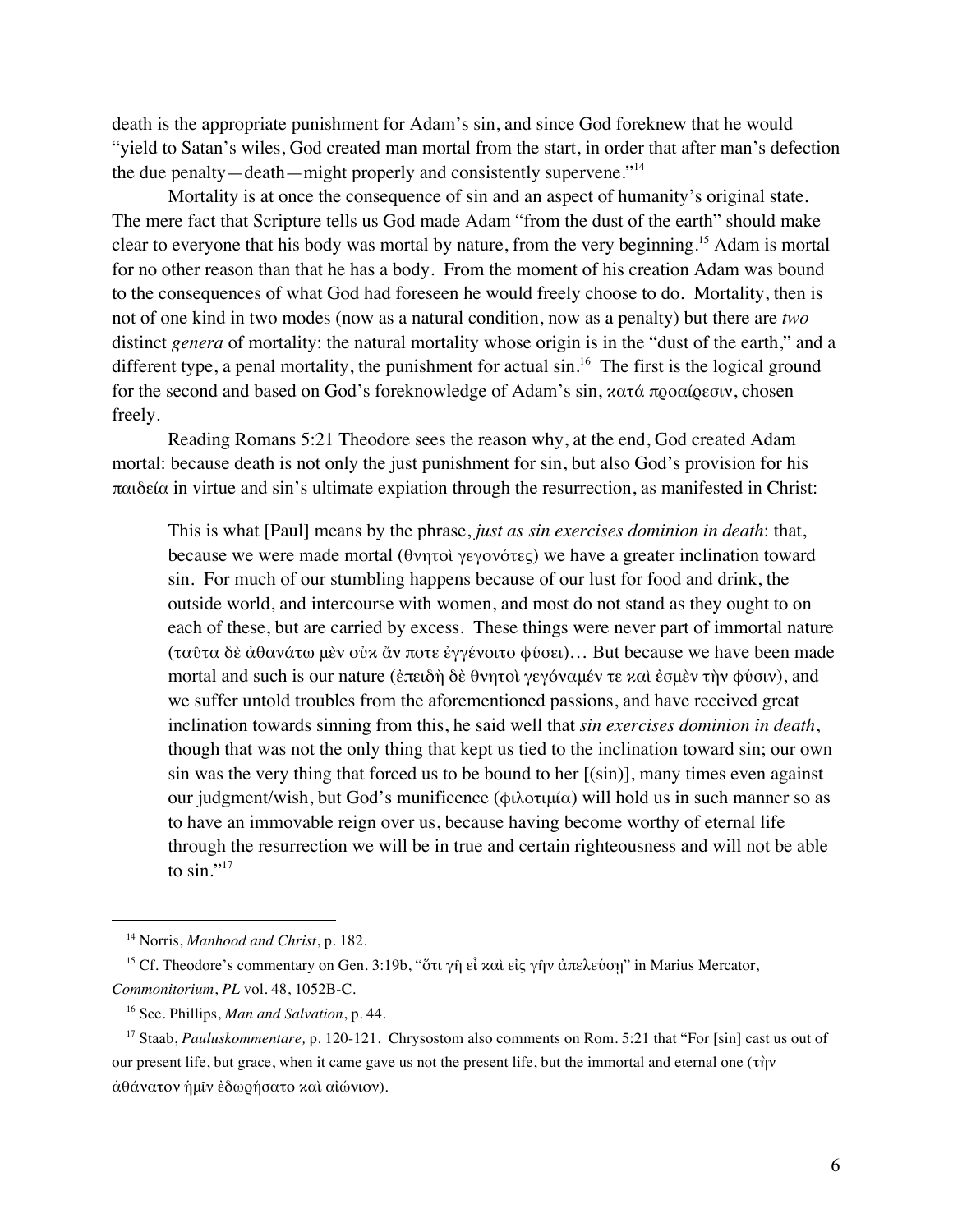death is the appropriate punishment for Adam's sin, and since God foreknew that he would "yield to Satan's wiles, God created man mortal from the start, in order that after man's defection the due penalty—death—might properly and consistently supervene."[14]

Mortality is at once the consequence of sin and an aspect of humanity's original state. The mere fact that Scripture tells us God made Adam "from the dust of the earth" should make clear to everyone that his body was mortal by nature, from the very beginning.[15] Adam is mortal for no other reason than that he has a body. From the moment of his creation Adam was bound to the consequences of what God had foreseen he would freely choose to do. Mortality, then is not of one kind in two modes (now as a natural condition, now as a penalty) but there are *two* distinct *genera* of mortality: the natural mortality whose origin is in the "dust of the earth," and a different type, a penal mortality, the punishment for actual sin.[16] The first is the logical ground for the second and based on God's foreknowledge of Adam's sin, κατά προαίρεσιν, chosen freely.

Reading Romans 5:21 Theodore sees the reason why, at the end, God created Adam mortal: because death is not only the just punishment for sin, but also God's provision for his παιδεία in virtue and sin's ultimate expiation through the resurrection, as manifested in Christ:

> This is what [Paul] means by the phrase, *just as sin exercises dominion in death*: that, because we were made mortal (θνητοὶ γεγονότες) we have a greater inclination toward sin. For much of our stumbling happens because of our lust for food and drink, the outside world, and intercourse with women, and most do not stand as they ought to on each of these, but are carried by excess. These things were never part of immortal nature (ταῦτα δὲ ἀθανάτω μὲν οὐκ ἄν ποτε ἐγγένοιτο φύσει)… But because we have been made mortal and such is our nature (ἐπειδὴ δὲ θνητοὶ γεγόναμέν τε καὶ ἐσμὲν τὴν φύσιν), and we suffer untold troubles from the aforementioned passions, and have received great inclination towards sinning from this, he said well that *sin exercises dominion in death*, though that was not the only thing that kept us tied to the inclination toward sin; our own sin was the very thing that forced us to be bound to her [(sin)], many times even against our judgment/wish, but God's munificence (φιλοτιμία) will hold us in such manner so as to have an immovable reign over us, because having become worthy of eternal life through the resurrection we will be in true and certain righteousness and will not be able to sin."[17]

---

[14] Norris, *Manhood and Christ*, p. 182.

[15] Cf. Theodore's commentary on Gen. 3:19b, "ὅτι γῆ εἶ καὶ εἰς γῆν ἀπελεύσῃ" in Marius Mercator, *Commonitorium*, *PL* vol. 48, 1052B-C.

[16] See. Phillips, *Man and Salvation*, p. 44.

[17] Staab, *Pauluskommentare,* p. 120-121. Chrysostom also comments on Rom. 5:21 that "For [sin] cast us out of our present life, but grace, when it came gave us not the present life, but the immortal and eternal one (τὴν ἀθάνατον ἡμῖν ἐδωρήσατο καὶ αἰώνιον).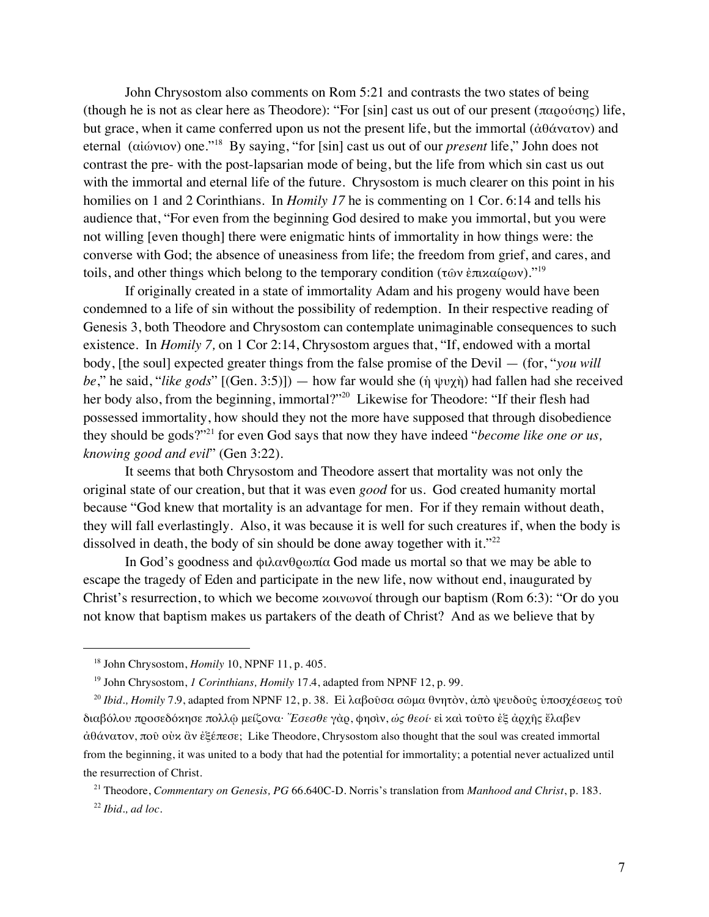John Chrysostom also comments on Rom 5:21 and contrasts the two states of being (though he is not as clear here as Theodore): "For [sin] cast us out of our present (παρούσης) life, but grace, when it came conferred upon us not the present life, but the immortal (ἀθάνατον) and eternal (αἰώνιον) one."[18] By saying, "for [sin] cast us out of our *present* life," John does not contrast the pre- with the post-lapsarian mode of being, but the life from which sin cast us out with the immortal and eternal life of the future. Chrysostom is much clearer on this point in his homilies on 1 and 2 Corinthians. In *Homily 17* he is commenting on 1 Cor. 6:14 and tells his audience that, "For even from the beginning God desired to make you immortal, but you were not willing [even though] there were enigmatic hints of immortality in how things were: the converse with God; the absence of uneasiness from life; the freedom from grief, and cares, and toils, and other things which belong to the temporary condition (τῶν ἐπικαίρων)."[19]

If originally created in a state of immortality Adam and his progeny would have been condemned to a life of sin without the possibility of redemption. In their respective reading of Genesis 3, both Theodore and Chrysostom can contemplate unimaginable consequences to such existence. In *Homily 7,* on 1 Cor 2:14, Chrysostom argues that, "If, endowed with a mortal body, [the soul] expected greater things from the false promise of the Devil — (for, "*you will be*," he said, "*like gods*" [(Gen. 3:5)]) — how far would she (ἡ ψυχὴ) had fallen had she received her body also, from the beginning, immortal?"[20] Likewise for Theodore: "If their flesh had possessed immortality, how should they not the more have supposed that through disobedience they should be gods?"[21] for even God says that now they have indeed "*become like one or us, knowing good and evil*" (Gen 3:22).

It seems that both Chrysostom and Theodore assert that mortality was not only the original state of our creation, but that it was even *good* for us. God created humanity mortal because "God knew that mortality is an advantage for men. For if they remain without death, they will fall everlastingly. Also, it was because it is well for such creatures if, when the body is dissolved in death, the body of sin should be done away together with it."[22]

In God's goodness and φιλανθρωπία God made us mortal so that we may be able to escape the tragedy of Eden and participate in the new life, now without end, inaugurated by Christ's resurrection, to which we become κοινωνοί through our baptism (Rom 6:3): "Or do you not know that baptism makes us partakers of the death of Christ? And as we believe that by

---

[18] John Chrysostom, *Homily* 10, NPNF 11, p. 405.

[19] John Chrysostom, *1 Corinthians, Homily* 17.4, adapted from NPNF 12, p. 99.

[20] *Ibid., Homily* 7.9, adapted from NPNF 12, p. 38. Εἰ λαβοῦσα σῶμα θνητὸν, ἀπὸ ψευδοῦς ὑποσχέσεως τοῦ διαβόλου προσεδόκησε πολλῷ μείζονα· *Ἔσεσθε* γὰρ, φησὶν, *ὡς θεοί·* εἰ καὶ τοῦτο ἐξ ἀρχῆς ἔλαβεν ἀθάνατον, ποῦ οὐκ ἂν ἐξέπεσε; Like Theodore, Chrysostom also thought that the soul was created immortal from the beginning, it was united to a body that had the potential for immortality; a potential never actualized until the resurrection of Christ.

[21] Theodore, *Commentary on Genesis, PG* 66.640C-D. Norris's translation from *Manhood and Christ*, p. 183.

[22] *Ibid., ad loc.*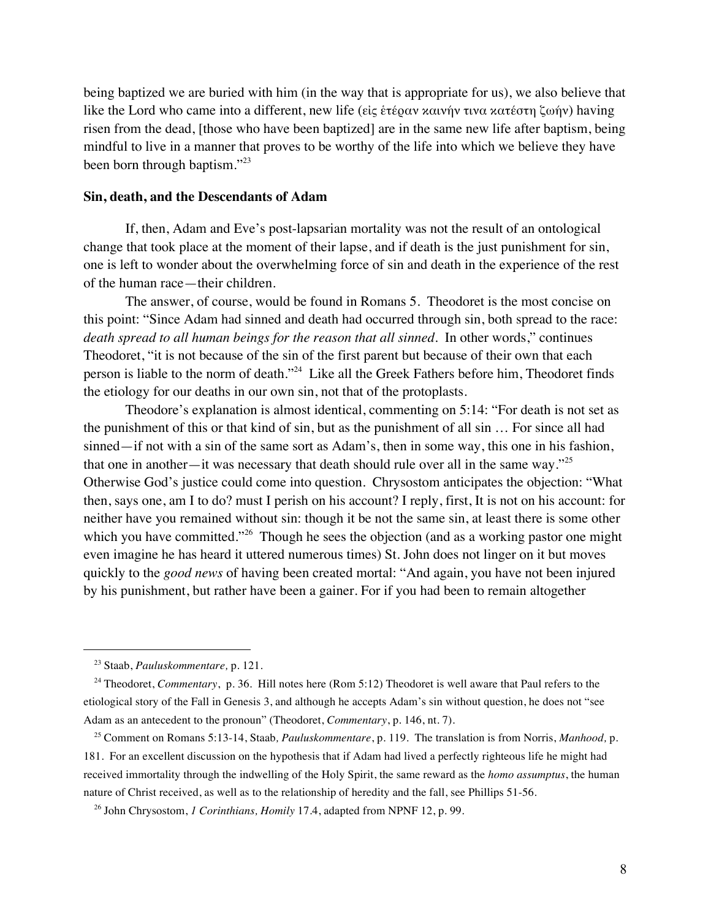being baptized we are buried with him (in the way that is appropriate for us), we also believe that like the Lord who came into a different, new life (εἰς ἑτέραν καινήν τινα κατέστη ζωήν) having risen from the dead, [those who have been baptized] are in the same new life after baptism, being mindful to live in a manner that proves to be worthy of the life into which we believe they have been born through baptism."[23]

**Sin, death, and the Descendants of Adam**

If, then, Adam and Eve's post-lapsarian mortality was not the result of an ontological change that took place at the moment of their lapse, and if death is the just punishment for sin, one is left to wonder about the overwhelming force of sin and death in the experience of the rest of the human race—their children.

The answer, of course, would be found in Romans 5. Theodoret is the most concise on this point: "Since Adam had sinned and death had occurred through sin, both spread to the race: *death spread to all human beings for the reason that all sinned*. In other words," continues Theodoret, "it is not because of the sin of the first parent but because of their own that each person is liable to the norm of death."[24] Like all the Greek Fathers before him, Theodoret finds the etiology for our deaths in our own sin, not that of the protoplasts.

Theodore's explanation is almost identical, commenting on 5:14: "For death is not set as the punishment of this or that kind of sin, but as the punishment of all sin … For since all had sinned—if not with a sin of the same sort as Adam's, then in some way, this one in his fashion, that one in another—it was necessary that death should rule over all in the same way."[25] Otherwise God's justice could come into question. Chrysostom anticipates the objection: "What then, says one, am I to do? must I perish on his account? I reply, first, It is not on his account: for neither have you remained without sin: though it be not the same sin, at least there is some other which you have committed."[26] Though he sees the objection (and as a working pastor one might even imagine he has heard it uttered numerous times) St. John does not linger on it but moves quickly to the *good news* of having been created mortal: "And again, you have not been injured by his punishment, but rather have been a gainer. For if you had been to remain altogether

---

[23] Staab, *Pauluskommentare,* p. 121.

[24] Theodoret, *Commentary*, p. 36. Hill notes here (Rom 5:12) Theodoret is well aware that Paul refers to the etiological story of the Fall in Genesis 3, and although he accepts Adam's sin without question, he does not "see Adam as an antecedent to the pronoun" (Theodoret, *Commentary*, p. 146, nt. 7).

[25] Comment on Romans 5:13-14, Staab*, Pauluskommentare*, p. 119. The translation is from Norris, *Manhood,* p. 181. For an excellent discussion on the hypothesis that if Adam had lived a perfectly righteous life he might had received immortality through the indwelling of the Holy Spirit, the same reward as the *homo assumptus*, the human nature of Christ received, as well as to the relationship of heredity and the fall, see Phillips 51-56.

[26] John Chrysostom, *1 Corinthians, Homily* 17.4, adapted from NPNF 12, p. 99.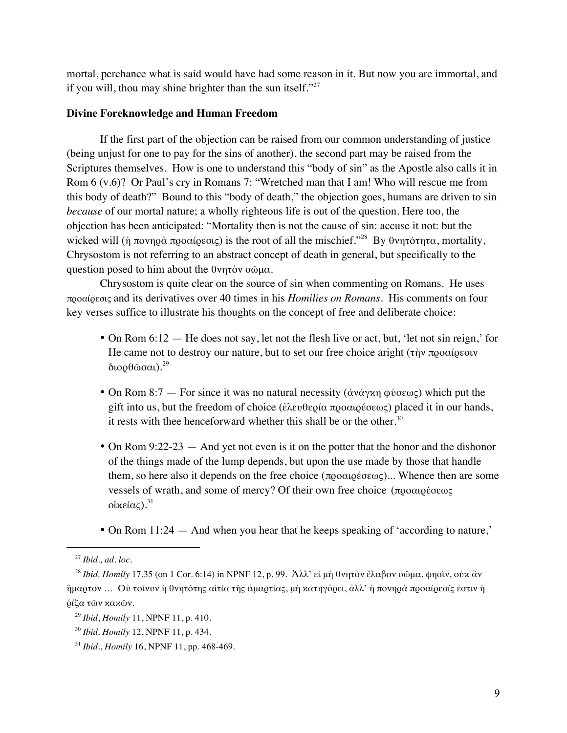mortal, perchance what is said would have had some reason in it. But now you are immortal, and if you will, thou may shine brighter than the sun itself."[27]

### Divine Foreknowledge and Human Freedom

If the first part of the objection can be raised from our common understanding of justice (being unjust for one to pay for the sins of another), the second part may be raised from the Scriptures themselves. How is one to understand this "body of sin" as the Apostle also calls it in Rom 6 (v.6)? Or Paul's cry in Romans 7: "Wretched man that I am! Who will rescue me from this body of death?" Bound to this "body of death," the objection goes, humans are driven to sin *because* of our mortal nature; a wholly righteous life is out of the question. Here too, the objection has been anticipated: "Mortality then is not the cause of sin: accuse it not: but the wicked will (ἡ πονηρὰ προαίρεσις) is the root of all the mischief."[28] By θνητότητα, mortality, Chrysostom is not referring to an abstract concept of death in general, but specifically to the question posed to him about the θνητὸν σῶμα.

Chrysostom is quite clear on the source of sin when commenting on Romans. He uses προαίρεσις and its derivatives over 40 times in his *Homilies on Romans*. His comments on four key verses suffice to illustrate his thoughts on the concept of free and deliberate choice:

- On Rom 6:12 — He does not say, let not the flesh live or act, but, 'let not sin reign,' for He came not to destroy our nature, but to set our free choice aright (τὴν προαίρεσιν διορθῶσαι).[29]

- On Rom 8:7 — For since it was no natural necessity (ἀνάγκη φύσεως) which put the gift into us, but the freedom of choice (ἐλευθερία προαιρέσεως) placed it in our hands, it rests with thee henceforward whether this shall be or the other.[30]

- On Rom 9:22-23 — And yet not even is it on the potter that the honor and the dishonor of the things made of the lump depends, but upon the use made by those that handle them, so here also it depends on the free choice (προαιρέσεως)... Whence then are some vessels of wrath, and some of mercy? Of their own free choice (προαιρέσεως οἰκείας).[31]

- On Rom 11:24 — And when you hear that he keeps speaking of 'according to nature,'

---

[27] *Ibid., ad. loc.*

[28] *Ibid, Homily* 17.35 (on 1 Cor. 6:14) in NPNF 12, p. 99. Ἀλλ' εἰ μὴ θνητὸν ἔλαβον σῶμα, φησὶν, οὐκ ἂν ἥμαρτον … Οὐ τοίνυν ἡ θνητότης αἰτία τῆς ἁμαρτίας, μὴ κατηγόρει, ἀλλ' ἡ πονηρὰ προαίρεσίς ἐστιν ἡ ῥίζα τῶν κακῶν.

[29] *Ibid*, *Homily* 11, NPNF 11, p. 410.

[30] *Ibid, Homily* 12, NPNF 11, p. 434.

[31] *Ibid*., *Homily* 16, NPNF 11, pp. 468-469.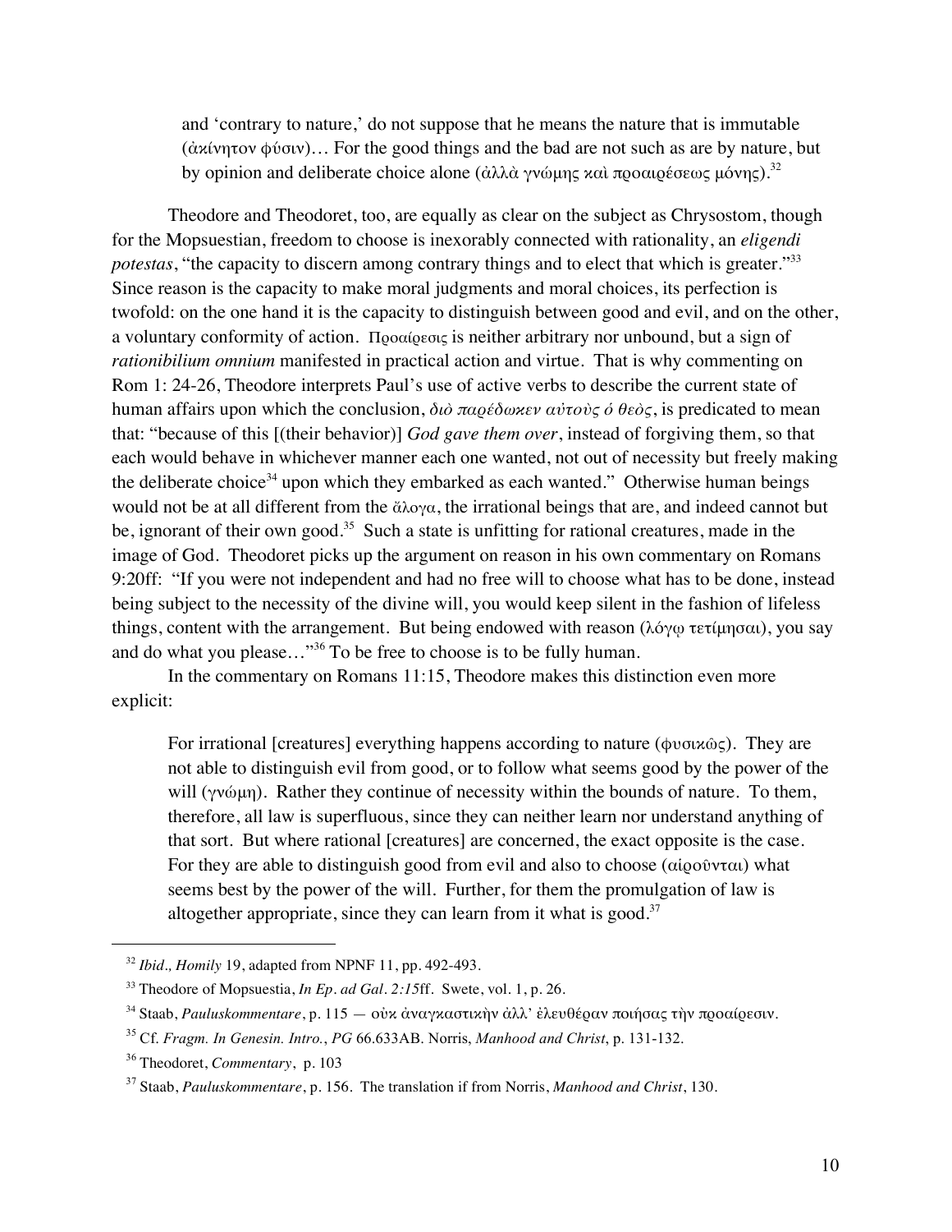> and 'contrary to nature,' do not suppose that he means the nature that is immutable (ἀκίνητον φύσιν)… For the good things and the bad are not such as are by nature, but by opinion and deliberate choice alone (ἀλλὰ γνώμης καὶ προαιρέσεως μόνης).[32]

Theodore and Theodoret, too, are equally as clear on the subject as Chrysostom, though for the Mopsuestian, freedom to choose is inexorably connected with rationality, an *eligendi potestas*, "the capacity to discern among contrary things and to elect that which is greater."[33] Since reason is the capacity to make moral judgments and moral choices, its perfection is twofold: on the one hand it is the capacity to distinguish between good and evil, and on the other, a voluntary conformity of action. Προαίρεσις is neither arbitrary nor unbound, but a sign of *rationibilium omnium* manifested in practical action and virtue. That is why commenting on Rom 1: 24-26, Theodore interprets Paul's use of active verbs to describe the current state of human affairs upon which the conclusion, *διὸ παρέδωκεν αὐτοὺς ὁ θεὸς*, is predicated to mean that: "because of this [(their behavior)] *God gave them over*, instead of forgiving them, so that each would behave in whichever manner each one wanted, not out of necessity but freely making the deliberate choice[34] upon which they embarked as each wanted." Otherwise human beings would not be at all different from the ἄλογα, the irrational beings that are, and indeed cannot but be, ignorant of their own good.[35] Such a state is unfitting for rational creatures, made in the image of God. Theodoret picks up the argument on reason in his own commentary on Romans 9:20ff: "If you were not independent and had no free will to choose what has to be done, instead being subject to the necessity of the divine will, you would keep silent in the fashion of lifeless things, content with the arrangement. But being endowed with reason (λόγῳ τετίμησαι), you say and do what you please…"[36] To be free to choose is to be fully human.

In the commentary on Romans 11:15, Theodore makes this distinction even more explicit:

> For irrational [creatures] everything happens according to nature (φυσικῶς). They are not able to distinguish evil from good, or to follow what seems good by the power of the will (γνώμη). Rather they continue of necessity within the bounds of nature. To them, therefore, all law is superfluous, since they can neither learn nor understand anything of that sort. But where rational [creatures] are concerned, the exact opposite is the case. For they are able to distinguish good from evil and also to choose (αἱροῦνται) what seems best by the power of the will. Further, for them the promulgation of law is altogether appropriate, since they can learn from it what is good.[37]

---

[32] *Ibid., Homily* 19, adapted from NPNF 11, pp. 492-493.

[33] Theodore of Mopsuestia, *In Ep. ad Gal. 2:15*ff. Swete, vol. 1, p. 26.

[34] Staab, *Pauluskommentare*, p. 115 — οὐκ ἀναγκαστικὴν ἀλλ' ἐλευθέραν ποιήσας τὴν προαίρεσιν.

[35] Cf. *Fragm. In Genesin. Intro.*, *PG* 66.633AB. Norris, *Manhood and Christ*, p. 131-132.

[36] Theodoret, *Commentary*, p. 103

[37] Staab, *Pauluskommentare*, p. 156. The translation if from Norris, *Manhood and Christ*, 130.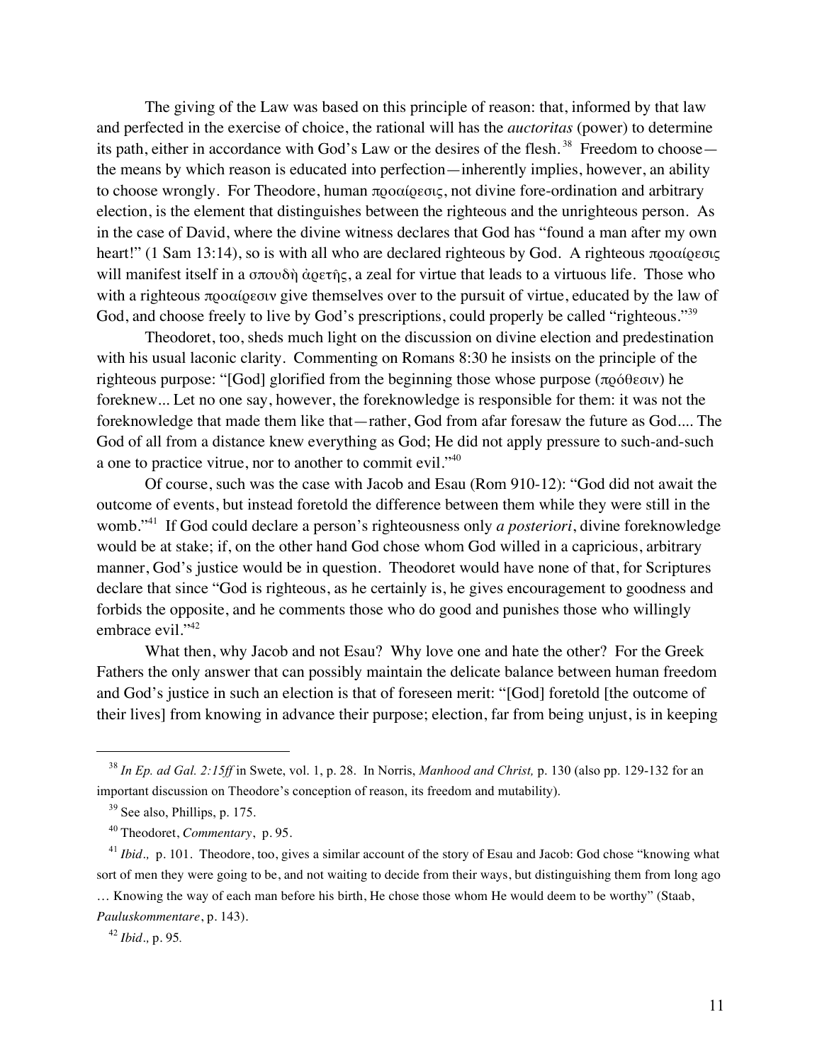The giving of the Law was based on this principle of reason: that, informed by that law and perfected in the exercise of choice, the rational will has the *auctoritas* (power) to determine its path, either in accordance with God's Law or the desires of the flesh.[38] Freedom to choose—the means by which reason is educated into perfection—inherently implies, however, an ability to choose wrongly. For Theodore, human προαίρεσις, not divine fore-ordination and arbitrary election, is the element that distinguishes between the righteous and the unrighteous person. As in the case of David, where the divine witness declares that God has "found a man after my own heart!" (1 Sam 13:14), so is with all who are declared righteous by God. A righteous προαίρεσις will manifest itself in a σπουδὴ ἀρετῆς, a zeal for virtue that leads to a virtuous life. Those who with a righteous προαίρεσιν give themselves over to the pursuit of virtue, educated by the law of God, and choose freely to live by God's prescriptions, could properly be called "righteous."[39]

Theodoret, too, sheds much light on the discussion on divine election and predestination with his usual laconic clarity. Commenting on Romans 8:30 he insists on the principle of the righteous purpose: "[God] glorified from the beginning those whose purpose (πρόθεσιν) he foreknew... Let no one say, however, the foreknowledge is responsible for them: it was not the foreknowledge that made them like that—rather, God from afar foresaw the future as God.... The God of all from a distance knew everything as God; He did not apply pressure to such-and-such a one to practice vitrue, nor to another to commit evil."[40]

Of course, such was the case with Jacob and Esau (Rom 910-12): "God did not await the outcome of events, but instead foretold the difference between them while they were still in the womb."[41] If God could declare a person's righteousness only *a posteriori*, divine foreknowledge would be at stake; if, on the other hand God chose whom God willed in a capricious, arbitrary manner, God's justice would be in question. Theodoret would have none of that, for Scriptures declare that since "God is righteous, as he certainly is, he gives encouragement to goodness and forbids the opposite, and he comments those who do good and punishes those who willingly embrace evil."[42]

What then, why Jacob and not Esau? Why love one and hate the other? For the Greek Fathers the only answer that can possibly maintain the delicate balance between human freedom and God's justice in such an election is that of foreseen merit: "[God] foretold [the outcome of their lives] from knowing in advance their purpose; election, far from being unjust, is in keeping

---

[38] *In Ep. ad Gal. 2:15ff* in Swete, vol. 1, p. 28. In Norris, *Manhood and Christ,* p. 130 (also pp. 129-132 for an important discussion on Theodore's conception of reason, its freedom and mutability).

[39] See also, Phillips, p. 175.

[40] Theodoret, *Commentary*, p. 95.

[41] *Ibid.,* p. 101. Theodore, too, gives a similar account of the story of Esau and Jacob: God chose "knowing what sort of men they were going to be, and not waiting to decide from their ways, but distinguishing them from long ago … Knowing the way of each man before his birth, He chose those whom He would deem to be worthy" (Staab, *Pauluskommentare*, p. 143).

[42] *Ibid.,* p. 95.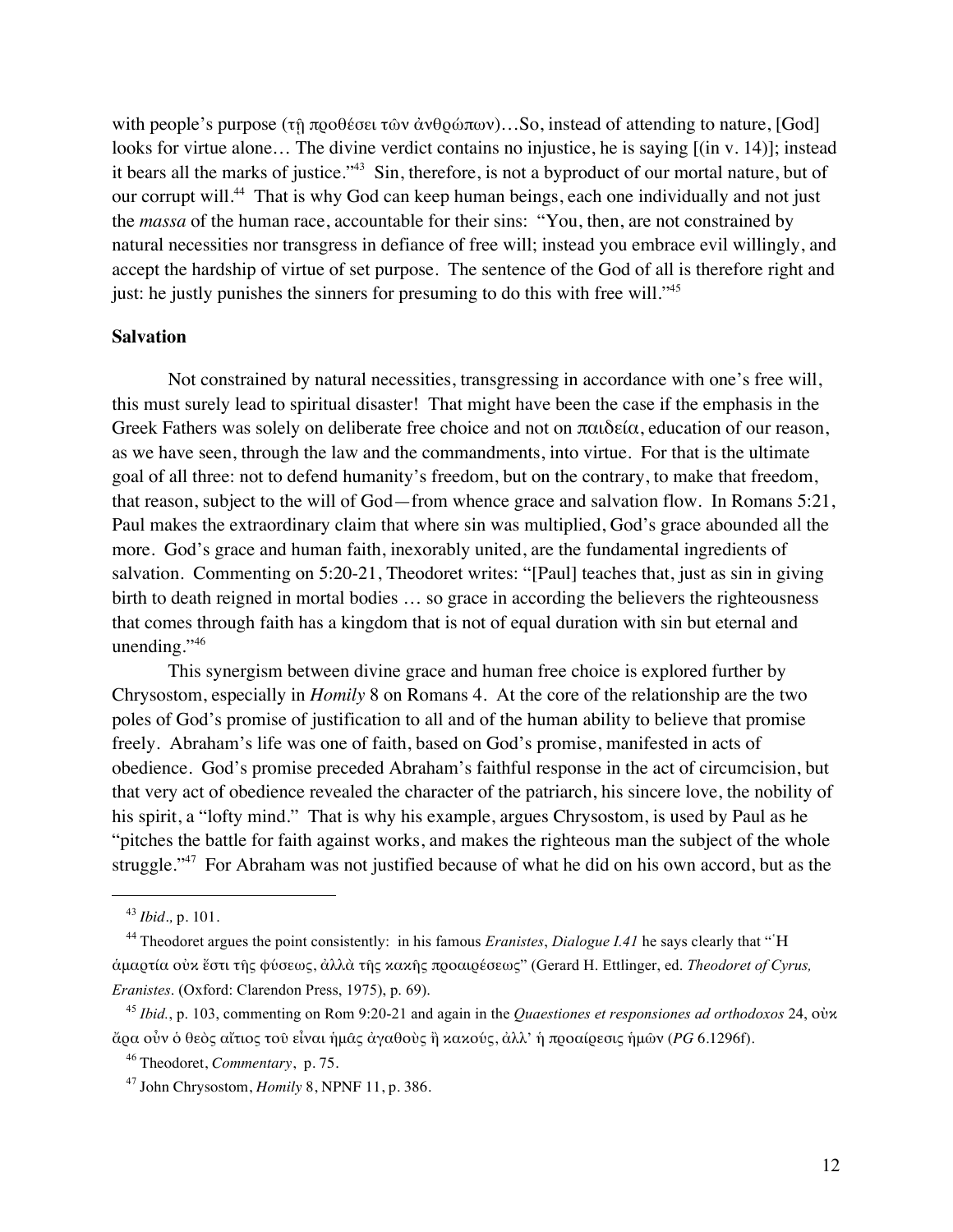with people's purpose (τῇ προθέσει τῶν ἀνθρώπων)…So, instead of attending to nature, [God] looks for virtue alone… The divine verdict contains no injustice, he is saying [(in v. 14)]; instead it bears all the marks of justice."[43] Sin, therefore, is not a byproduct of our mortal nature, but of our corrupt will.[44] That is why God can keep human beings, each one individually and not just the *massa* of the human race, accountable for their sins: "You, then, are not constrained by natural necessities nor transgress in defiance of free will; instead you embrace evil willingly, and accept the hardship of virtue of set purpose. The sentence of the God of all is therefore right and just: he justly punishes the sinners for presuming to do this with free will."[45]

## Salvation

Not constrained by natural necessities, transgressing in accordance with one's free will, this must surely lead to spiritual disaster! That might have been the case if the emphasis in the Greek Fathers was solely on deliberate free choice and not on παιδεία, education of our reason, as we have seen, through the law and the commandments, into virtue. For that is the ultimate goal of all three: not to defend humanity's freedom, but on the contrary, to make that freedom, that reason, subject to the will of God—from whence grace and salvation flow. In Romans 5:21, Paul makes the extraordinary claim that where sin was multiplied, God's grace abounded all the more. God's grace and human faith, inexorably united, are the fundamental ingredients of salvation. Commenting on 5:20-21, Theodoret writes: "[Paul] teaches that, just as sin in giving birth to death reigned in mortal bodies … so grace in according the believers the righteousness that comes through faith has a kingdom that is not of equal duration with sin but eternal and unending."[46]

This synergism between divine grace and human free choice is explored further by Chrysostom, especially in *Homily* 8 on Romans 4. At the core of the relationship are the two poles of God's promise of justification to all and of the human ability to believe that promise freely. Abraham's life was one of faith, based on God's promise, manifested in acts of obedience. God's promise preceded Abraham's faithful response in the act of circumcision, but that very act of obedience revealed the character of the patriarch, his sincere love, the nobility of his spirit, a "lofty mind." That is why his example, argues Chrysostom, is used by Paul as he "pitches the battle for faith against works, and makes the righteous man the subject of the whole struggle."[47] For Abraham was not justified because of what he did on his own accord, but as the

---

[43] *Ibid.,* p. 101.

[44] Theodoret argues the point consistently: in his famous *Eranistes*, *Dialogue I.41* he says clearly that "Ἡ ἁμαρτία οὐκ ἔστι τῆς φύσεως, ἀλλὰ τῆς κακῆς προαιρέσεως" (Gerard H. Ettlinger, ed. *Theodoret of Cyrus, Eranistes*. (Oxford: Clarendon Press, 1975), p. 69).

[45] *Ibid.*, p. 103, commenting on Rom 9:20-21 and again in the *Quaestiones et responsiones ad orthodoxos* 24, οὐκ ἄρα οὖν ὁ θεὸς αἴτιος τοῦ εἶναι ἡμᾶς ἀγαθοὺς ἢ κακούς, ἀλλ' ἡ προαίρεσις ἡμῶν (*PG* 6.1296f).

[46] Theodoret, *Commentary*, p. 75.

[47] John Chrysostom, *Homily* 8, NPNF 11, p. 386.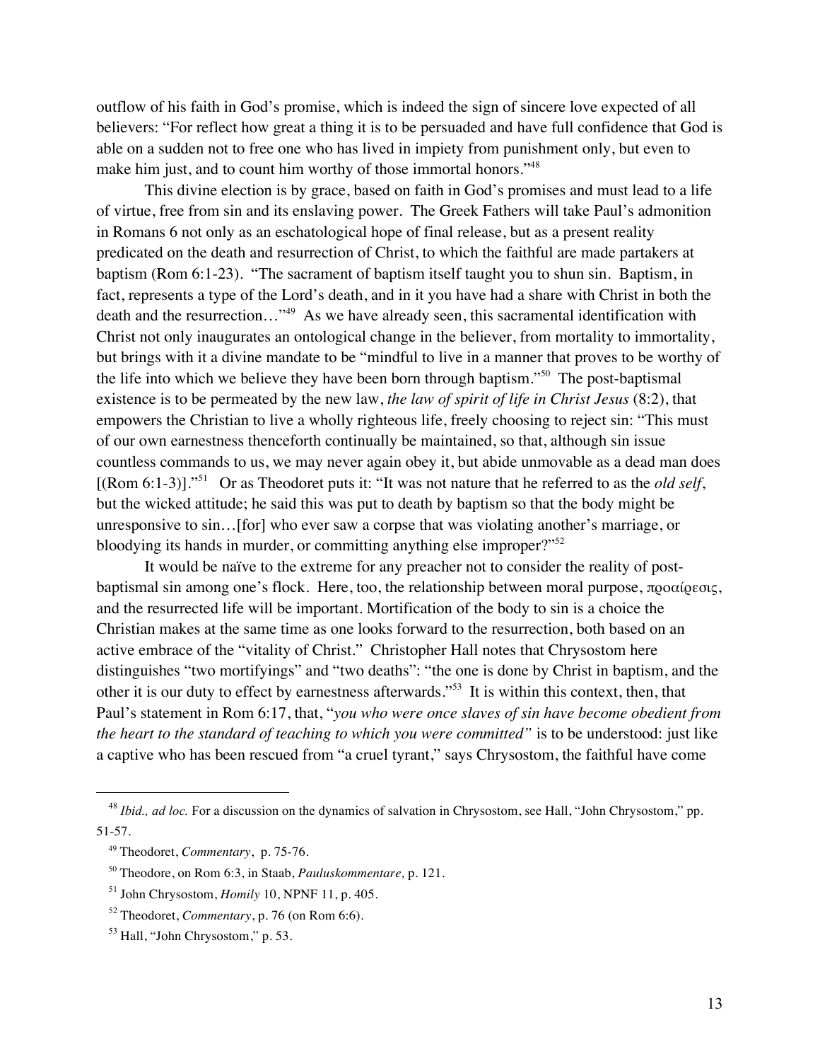outflow of his faith in God's promise, which is indeed the sign of sincere love expected of all believers: "For reflect how great a thing it is to be persuaded and have full confidence that God is able on a sudden not to free one who has lived in impiety from punishment only, but even to make him just, and to count him worthy of those immortal honors."[48]

This divine election is by grace, based on faith in God's promises and must lead to a life of virtue, free from sin and its enslaving power. The Greek Fathers will take Paul's admonition in Romans 6 not only as an eschatological hope of final release, but as a present reality predicated on the death and resurrection of Christ, to which the faithful are made partakers at baptism (Rom 6:1-23). "The sacrament of baptism itself taught you to shun sin. Baptism, in fact, represents a type of the Lord's death, and in it you have had a share with Christ in both the death and the resurrection…"[49] As we have already seen, this sacramental identification with Christ not only inaugurates an ontological change in the believer, from mortality to immortality, but brings with it a divine mandate to be "mindful to live in a manner that proves to be worthy of the life into which we believe they have been born through baptism."[50] The post-baptismal existence is to be permeated by the new law, *the law of spirit of life in Christ Jesus* (8:2), that empowers the Christian to live a wholly righteous life, freely choosing to reject sin: "This must of our own earnestness thenceforth continually be maintained, so that, although sin issue countless commands to us, we may never again obey it, but abide unmovable as a dead man does [(Rom 6:1-3)]."[51] Or as Theodoret puts it: "It was not nature that he referred to as the *old self*, but the wicked attitude; he said this was put to death by baptism so that the body might be unresponsive to sin…[for] who ever saw a corpse that was violating another's marriage, or bloodying its hands in murder, or committing anything else improper?"[52]

It would be naïve to the extreme for any preacher not to consider the reality of post-baptismal sin among one's flock. Here, too, the relationship between moral purpose, προαίρεσις, and the resurrected life will be important. Mortification of the body to sin is a choice the Christian makes at the same time as one looks forward to the resurrection, both based on an active embrace of the "vitality of Christ." Christopher Hall notes that Chrysostom here distinguishes "two mortifyings" and "two deaths": "the one is done by Christ in baptism, and the other it is our duty to effect by earnestness afterwards."[53] It is within this context, then, that Paul's statement in Rom 6:17, that, "*you who were once slaves of sin have become obedient from the heart to the standard of teaching to which you were committed"* is to be understood: just like a captive who has been rescued from "a cruel tyrant," says Chrysostom, the faithful have come

---

[48] *Ibid., ad loc.* For a discussion on the dynamics of salvation in Chrysostom, see Hall, "John Chrysostom," pp. 51-57.

[49] Theodoret, *Commentary*, p. 75-76.

[50] Theodore, on Rom 6:3, in Staab, *Pauluskommentare,* p. 121.

[51] John Chrysostom, *Homily* 10, NPNF 11, p. 405.

[52] Theodoret, *Commentary*, p. 76 (on Rom 6:6).

[53] Hall, "John Chrysostom," p. 53.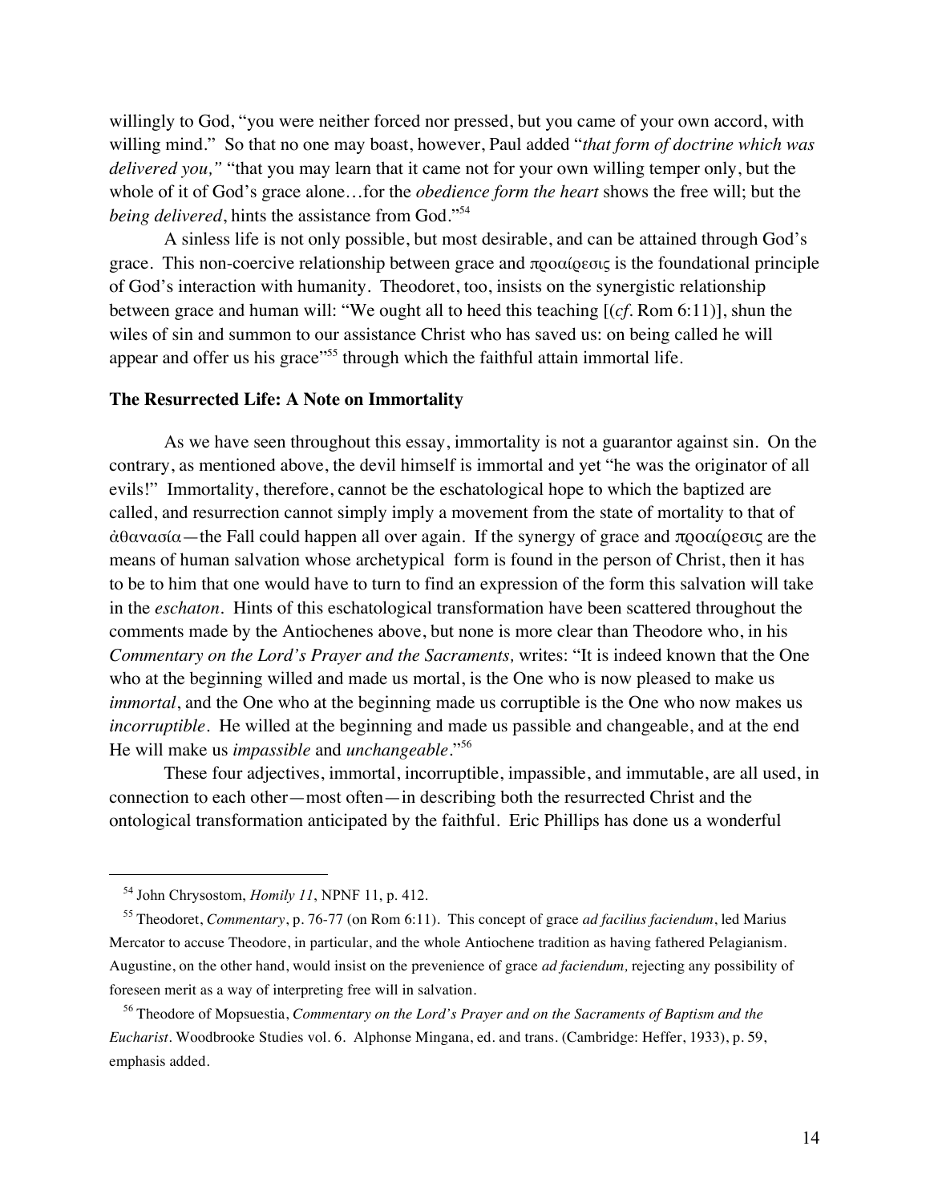willingly to God, "you were neither forced nor pressed, but you came of your own accord, with willing mind." So that no one may boast, however, Paul added "*that form of doctrine which was delivered you,*" "that you may learn that it came not for your own willing temper only, but the whole of it of God's grace alone…for the *obedience form the heart* shows the free will; but the *being delivered*, hints the assistance from God."[54]

A sinless life is not only possible, but most desirable, and can be attained through God's grace. This non-coercive relationship between grace and προαίρεσις is the foundational principle of God's interaction with humanity. Theodoret, too, insists on the synergistic relationship between grace and human will: "We ought all to heed this teaching [(*cf*. Rom 6:11)], shun the wiles of sin and summon to our assistance Christ who has saved us: on being called he will appear and offer us his grace"[55] through which the faithful attain immortal life.

### The Resurrected Life: A Note on Immortality

As we have seen throughout this essay, immortality is not a guarantor against sin. On the contrary, as mentioned above, the devil himself is immortal and yet "he was the originator of all evils!" Immortality, therefore, cannot be the eschatological hope to which the baptized are called, and resurrection cannot simply imply a movement from the state of mortality to that of ἀθανασία—the Fall could happen all over again. If the synergy of grace and προαίρεσις are the means of human salvation whose archetypical form is found in the person of Christ, then it has to be to him that one would have to turn to find an expression of the form this salvation will take in the *eschaton*. Hints of this eschatological transformation have been scattered throughout the comments made by the Antiochenes above, but none is more clear than Theodore who, in his *Commentary on the Lord's Prayer and the Sacraments,* writes: "It is indeed known that the One who at the beginning willed and made us mortal, is the One who is now pleased to make us *immortal*, and the One who at the beginning made us corruptible is the One who now makes us *incorruptible*. He willed at the beginning and made us passible and changeable, and at the end He will make us *impassible* and *unchangeable*."[56]

These four adjectives, immortal, incorruptible, impassible, and immutable, are all used, in connection to each other—most often—in describing both the resurrected Christ and the ontological transformation anticipated by the faithful. Eric Phillips has done us a wonderful

---

[54] John Chrysostom, *Homily 11*, NPNF 11, p. 412.

[55] Theodoret, *Commentary*, p. 76-77 (on Rom 6:11). This concept of grace *ad facilius faciendum*, led Marius Mercator to accuse Theodore, in particular, and the whole Antiochene tradition as having fathered Pelagianism. Augustine, on the other hand, would insist on the prevenience of grace *ad faciendum,* rejecting any possibility of foreseen merit as a way of interpreting free will in salvation.

[56] Theodore of Mopsuestia, *Commentary on the Lord's Prayer and on the Sacraments of Baptism and the Eucharist*. Woodbrooke Studies vol. 6. Alphonse Mingana, ed. and trans. (Cambridge: Heffer, 1933), p. 59, emphasis added.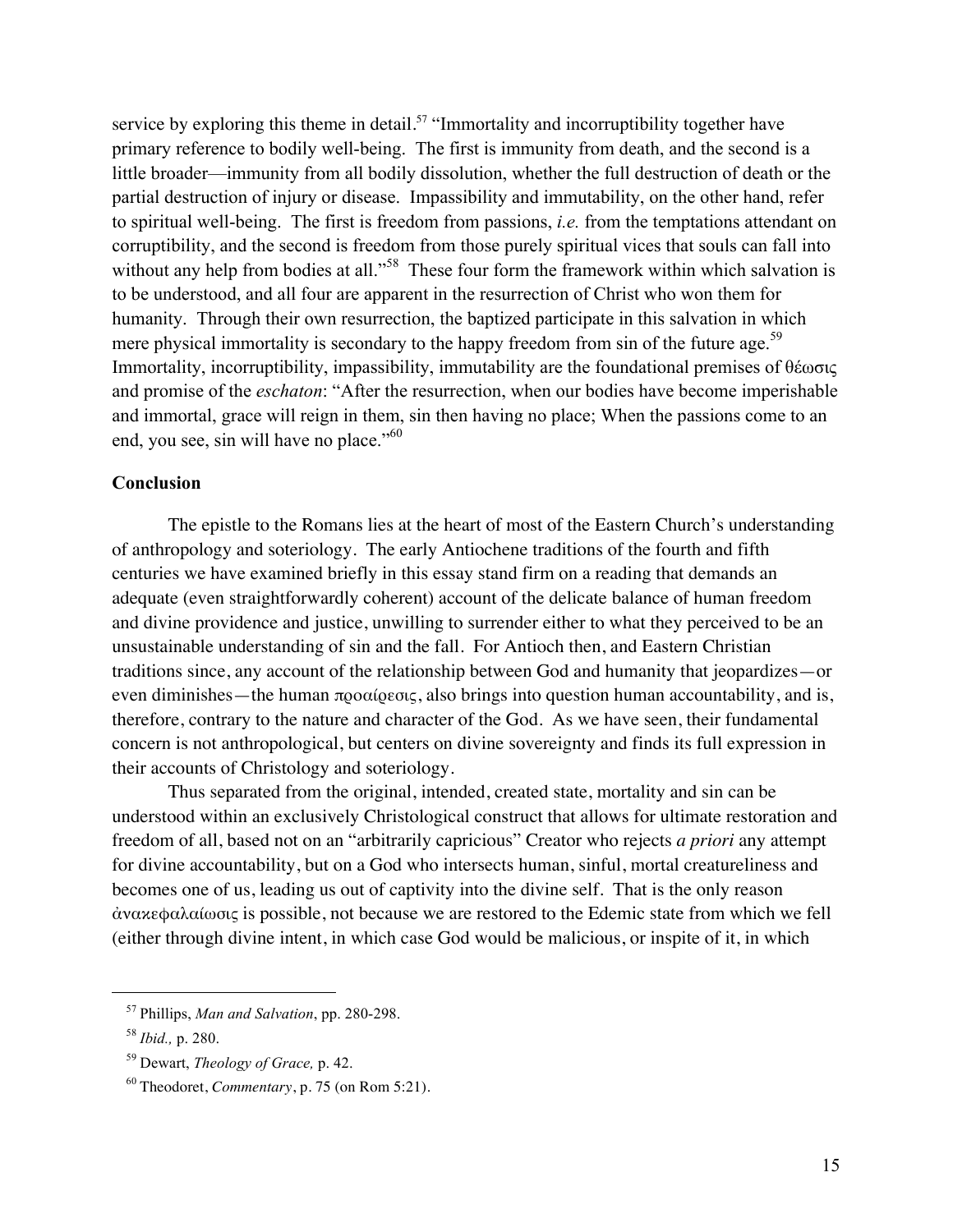service by exploring this theme in detail.[57] "Immortality and incorruptibility together have primary reference to bodily well-being. The first is immunity from death, and the second is a little broader—immunity from all bodily dissolution, whether the full destruction of death or the partial destruction of injury or disease. Impassibility and immutability, on the other hand, refer to spiritual well-being. The first is freedom from passions, *i.e.* from the temptations attendant on corruptibility, and the second is freedom from those purely spiritual vices that souls can fall into without any help from bodies at all."[58] These four form the framework within which salvation is to be understood, and all four are apparent in the resurrection of Christ who won them for humanity. Through their own resurrection, the baptized participate in this salvation in which mere physical immortality is secondary to the happy freedom from sin of the future age.[59] Immortality, incorruptibility, impassibility, immutability are the foundational premises of θέωσις and promise of the *eschaton*: "After the resurrection, when our bodies have become imperishable and immortal, grace will reign in them, sin then having no place; When the passions come to an end, you see, sin will have no place."[60]

**Conclusion**

The epistle to the Romans lies at the heart of most of the Eastern Church's understanding of anthropology and soteriology. The early Antiochene traditions of the fourth and fifth centuries we have examined briefly in this essay stand firm on a reading that demands an adequate (even straightforwardly coherent) account of the delicate balance of human freedom and divine providence and justice, unwilling to surrender either to what they perceived to be an unsustainable understanding of sin and the fall. For Antioch then, and Eastern Christian traditions since, any account of the relationship between God and humanity that jeopardizes—or even diminishes—the human προαίρεσις, also brings into question human accountability, and is, therefore, contrary to the nature and character of the God. As we have seen, their fundamental concern is not anthropological, but centers on divine sovereignty and finds its full expression in their accounts of Christology and soteriology.

Thus separated from the original, intended, created state, mortality and sin can be understood within an exclusively Christological construct that allows for ultimate restoration and freedom of all, based not on an "arbitrarily capricious" Creator who rejects *a priori* any attempt for divine accountability, but on a God who intersects human, sinful, mortal creatureliness and becomes one of us, leading us out of captivity into the divine self. That is the only reason ἀνακεφαλαίωσις is possible, not because we are restored to the Edemic state from which we fell (either through divine intent, in which case God would be malicious, or inspite of it, in which

---

[57] Phillips, *Man and Salvation*, pp. 280-298.

[58] *Ibid.,* p. 280.

[59] Dewart, *Theology of Grace,* p. 42.

[60] Theodoret, *Commentary*, p. 75 (on Rom 5:21).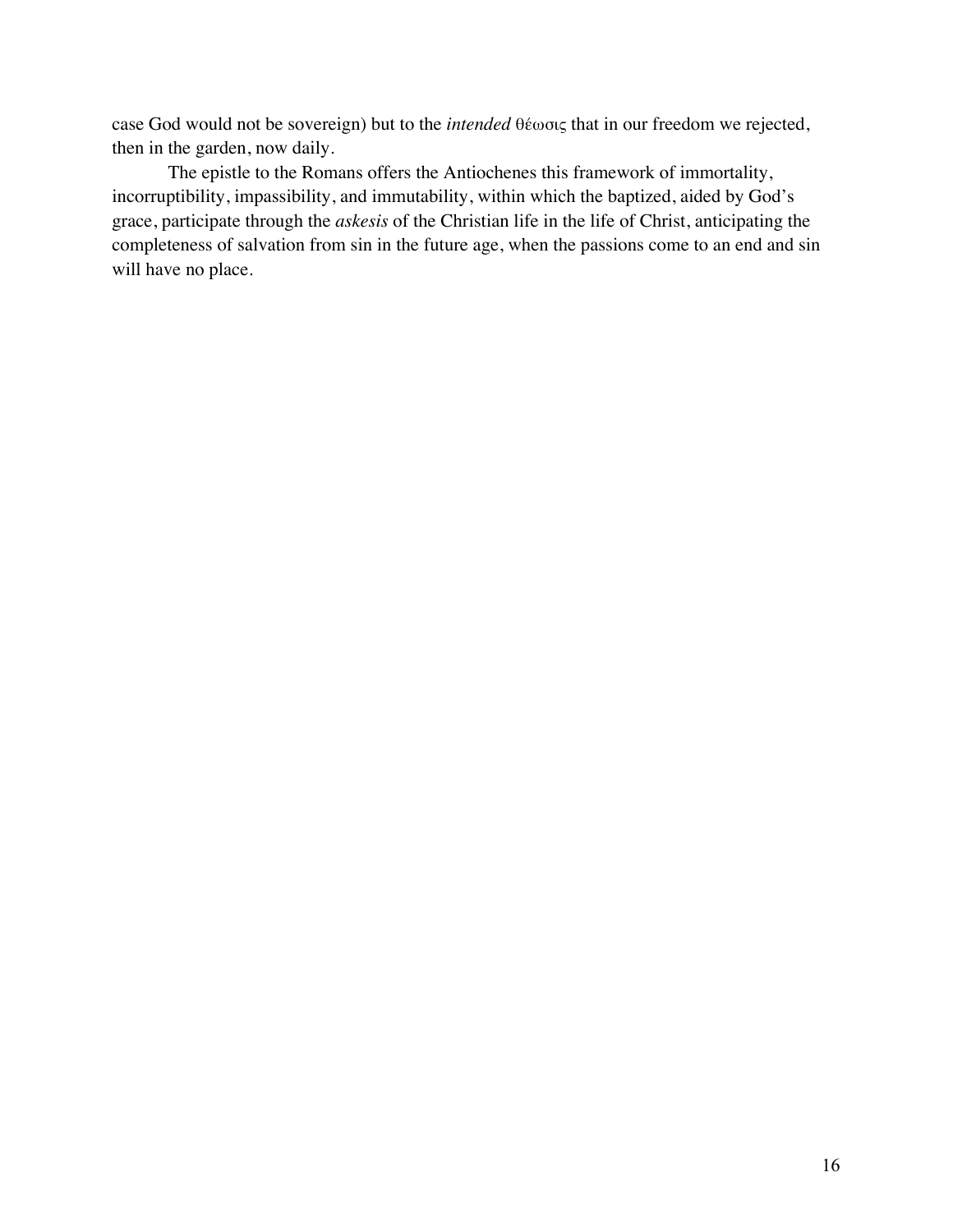case God would not be sovereign) but to the *intended* θέωσις that in our freedom we rejected, then in the garden, now daily.

The epistle to the Romans offers the Antiochenes this framework of immortality, incorruptibility, impassibility, and immutability, within which the baptized, aided by God's grace, participate through the *askesis* of the Christian life in the life of Christ, anticipating the completeness of salvation from sin in the future age, when the passions come to an end and sin will have no place.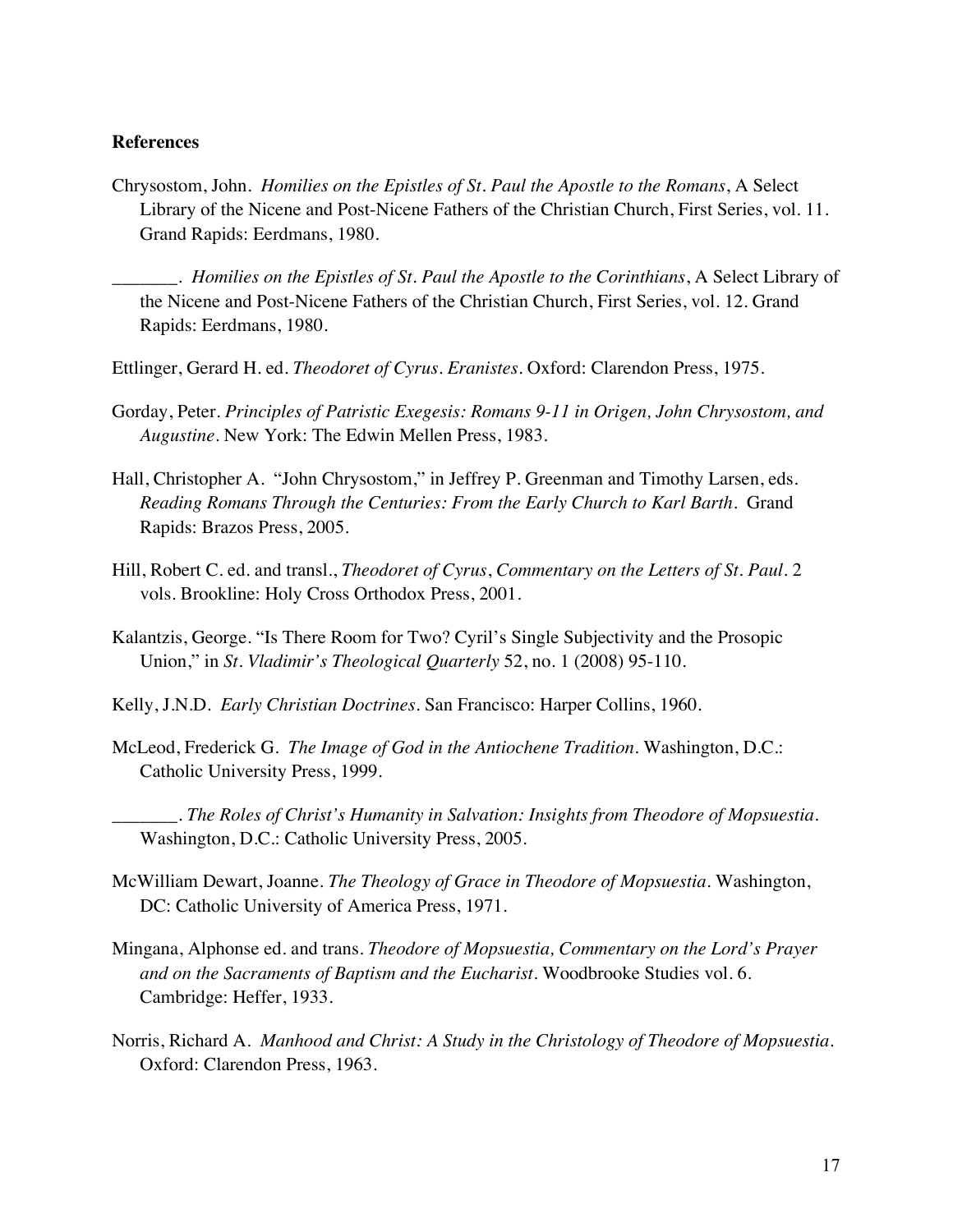**References**

Chrysostom, John. *Homilies on the Epistles of St. Paul the Apostle to the Romans*, A Select Library of the Nicene and Post-Nicene Fathers of the Christian Church, First Series, vol. 11. Grand Rapids: Eerdmans, 1980.

_______. *Homilies on the Epistles of St. Paul the Apostle to the Corinthians*, A Select Library of the Nicene and Post-Nicene Fathers of the Christian Church, First Series, vol. 12. Grand Rapids: Eerdmans, 1980.

Ettlinger, Gerard H. ed. *Theodoret of Cyrus. Eranistes*. Oxford: Clarendon Press, 1975.

Gorday, Peter. *Principles of Patristic Exegesis: Romans 9-11 in Origen, John Chrysostom, and Augustine*. New York: The Edwin Mellen Press, 1983.

Hall, Christopher A. "John Chrysostom," in Jeffrey P. Greenman and Timothy Larsen, eds. *Reading Romans Through the Centuries: From the Early Church to Karl Barth*. Grand Rapids: Brazos Press, 2005.

Hill, Robert C. ed. and transl., *Theodoret of Cyrus*, *Commentary on the Letters of St. Paul*. 2 vols. Brookline: Holy Cross Orthodox Press, 2001.

Kalantzis, George. "Is There Room for Two? Cyril's Single Subjectivity and the Prosopic Union," in *St. Vladimir's Theological Quarterly* 52, no. 1 (2008) 95-110.

Kelly, J.N.D. *Early Christian Doctrines*. San Francisco: Harper Collins, 1960.

McLeod, Frederick G. *The Image of God in the Antiochene Tradition*. Washington, D.C.: Catholic University Press, 1999.

_______. *The Roles of Christ's Humanity in Salvation: Insights from Theodore of Mopsuestia*. Washington, D.C.: Catholic University Press, 2005.

McWilliam Dewart, Joanne. *The Theology of Grace in Theodore of Mopsuestia*. Washington, DC: Catholic University of America Press, 1971.

Mingana, Alphonse ed. and trans. *Theodore of Mopsuestia, Commentary on the Lord's Prayer and on the Sacraments of Baptism and the Eucharist*. Woodbrooke Studies vol. 6. Cambridge: Heffer, 1933.

Norris, Richard A. *Manhood and Christ: A Study in the Christology of Theodore of Mopsuestia*. Oxford: Clarendon Press, 1963.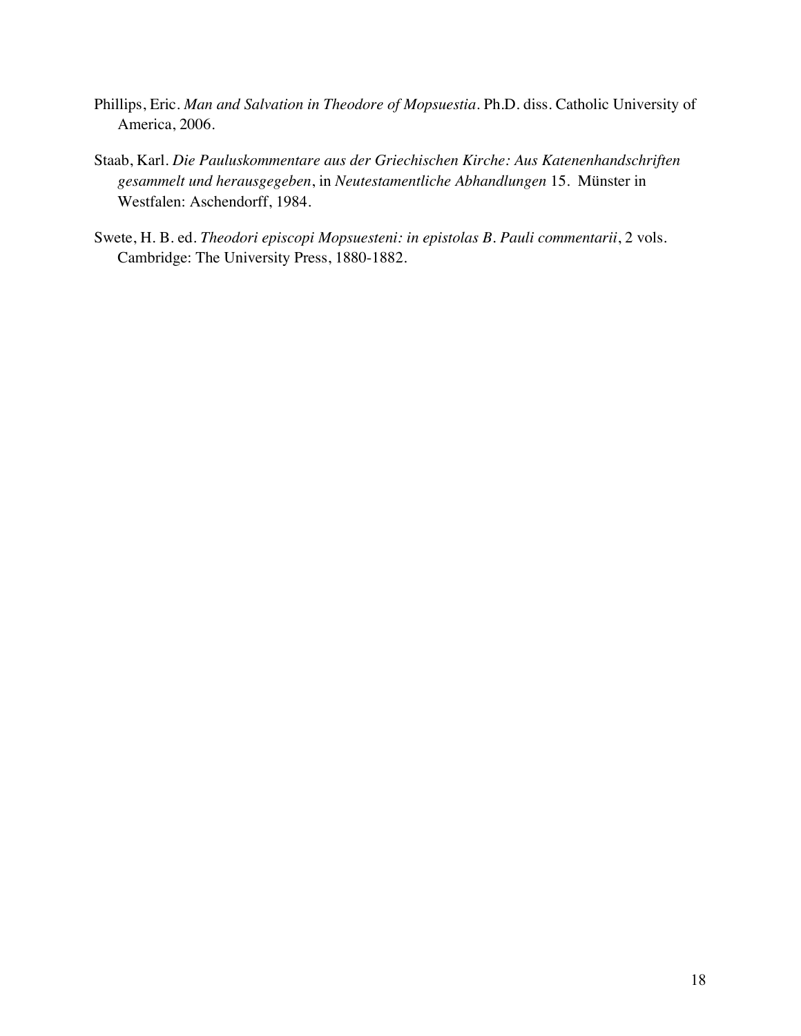Phillips, Eric. *Man and Salvation in Theodore of Mopsuestia*. Ph.D. diss. Catholic University of America, 2006.

Staab, Karl. *Die Pauluskommentare aus der Griechischen Kirche: Aus Katenenhandschriften gesammelt und herausgegeben*, in *Neutestamentliche Abhandlungen* 15. Münster in Westfalen: Aschendorff, 1984.

Swete, H. B. ed. *Theodori episcopi Mopsuesteni: in epistolas B. Pauli commentarii*, 2 vols. Cambridge: The University Press, 1880-1882.